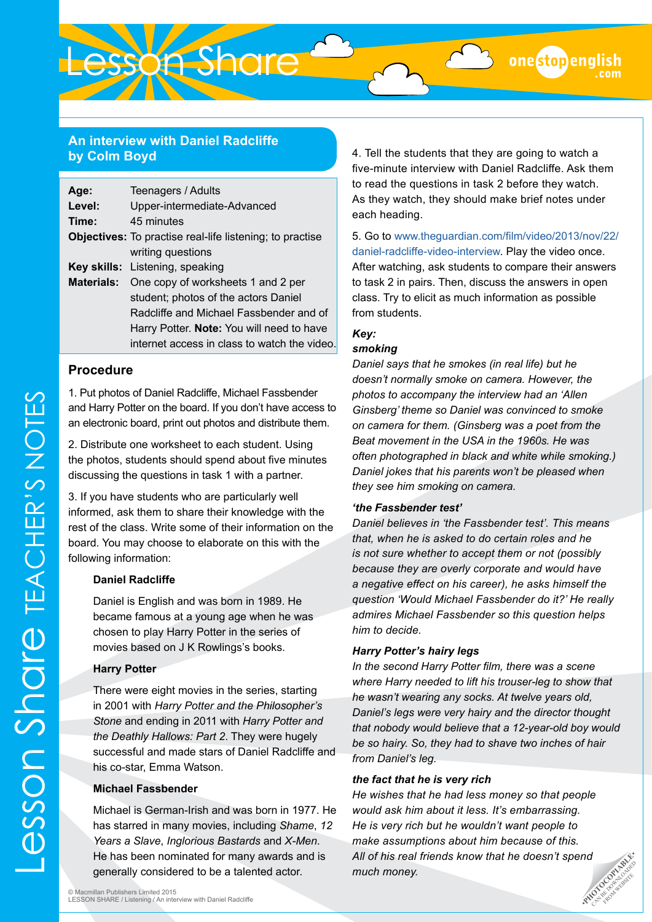## An interview with Daniel Radcliffe by Colm Boyd

| | |
|---|---|
| **Age:** | Teenagers / Adults |
| **Level:** | Upper-intermediate-Advanced |
| **Time:** | 45 minutes |
| **Objectives:** | To practise real-life listening; to practise writing questions |
| **Key skills:** | Listening, speaking |
| **Materials:** | One copy of worksheets 1 and 2 per student; photos of the actors Daniel Radcliffe and Michael Fassbender and of Harry Potter. **Note:** You will need to have internet access in class to watch the video. |

### Procedure

1. Put photos of Daniel Radcliffe, Michael Fassbender and Harry Potter on the board. If you don't have access to an electronic board, print out photos and distribute them.

2. Distribute one worksheet to each student. Using the photos, students should spend about five minutes discussing the questions in task 1 with a partner.

3. If you have students who are particularly well informed, ask them to share their knowledge with the rest of the class. Write some of their information on the board. You may choose to elaborate on this with the following information:

**Daniel Radcliffe**

Daniel is English and was born in 1989. He became famous at a young age when he was chosen to play Harry Potter in the series of movies based on J K Rowlings's books.

**Harry Potter**

There were eight movies in the series, starting in 2001 with *Harry Potter and the Philosopher's Stone* and ending in 2011 with *Harry Potter and the Deathly Hallows: Part 2*. They were hugely successful and made stars of Daniel Radcliffe and his co-star, Emma Watson.

**Michael Fassbender**

Michael is German-Irish and was born in 1977. He has starred in many movies, including *Shame*, *12 Years a Slave*, *Inglorious Bastards* and *X-Men*. He has been nominated for many awards and is generally considered to be a talented actor.

4. Tell the students that they are going to watch a five-minute interview with Daniel Radcliffe. Ask them to read the questions in task 2 before they watch. As they watch, they should make brief notes under each heading.

5. Go to www.theguardian.com/film/video/2013/nov/22/daniel-radcliffe-video-interview. Play the video once. After watching, ask students to compare their answers to task 2 in pairs. Then, discuss the answers in open class. Try to elicit as much information as possible from students.

***Key:***

***smoking***

*Daniel says that he smokes (in real life) but he doesn't normally smoke on camera. However, the photos to accompany the interview had an 'Allen Ginsberg' theme so Daniel was convinced to smoke on camera for them. (Ginsberg was a poet from the Beat movement in the USA in the 1960s. He was often photographed in black and white while smoking.) Daniel jokes that his parents won't be pleased when they see him smoking on camera.*

***'the Fassbender test'***

*Daniel believes in 'the Fassbender test'. This means that, when he is asked to do certain roles and he is not sure whether to accept them or not (possibly because they are overly corporate and would have a negative effect on his career), he asks himself the question 'Would Michael Fassbender do it?' He really admires Michael Fassbender so this question helps him to decide.*

***Harry Potter's hairy legs***

*In the second Harry Potter film, there was a scene where Harry needed to lift his trouser-leg to show that he wasn't wearing any socks. At twelve years old, Daniel's legs were very hairy and the director thought that nobody would believe that a 12-year-old boy would be so hairy. So, they had to shave two inches of hair from Daniel's leg.*

***the fact that he is very rich***

*He wishes that he had less money so that people would ask him about it less. It's embarrassing. He is very rich but he wouldn't want people to make assumptions about him because of this. All of his real friends know that he doesn't spend much money.*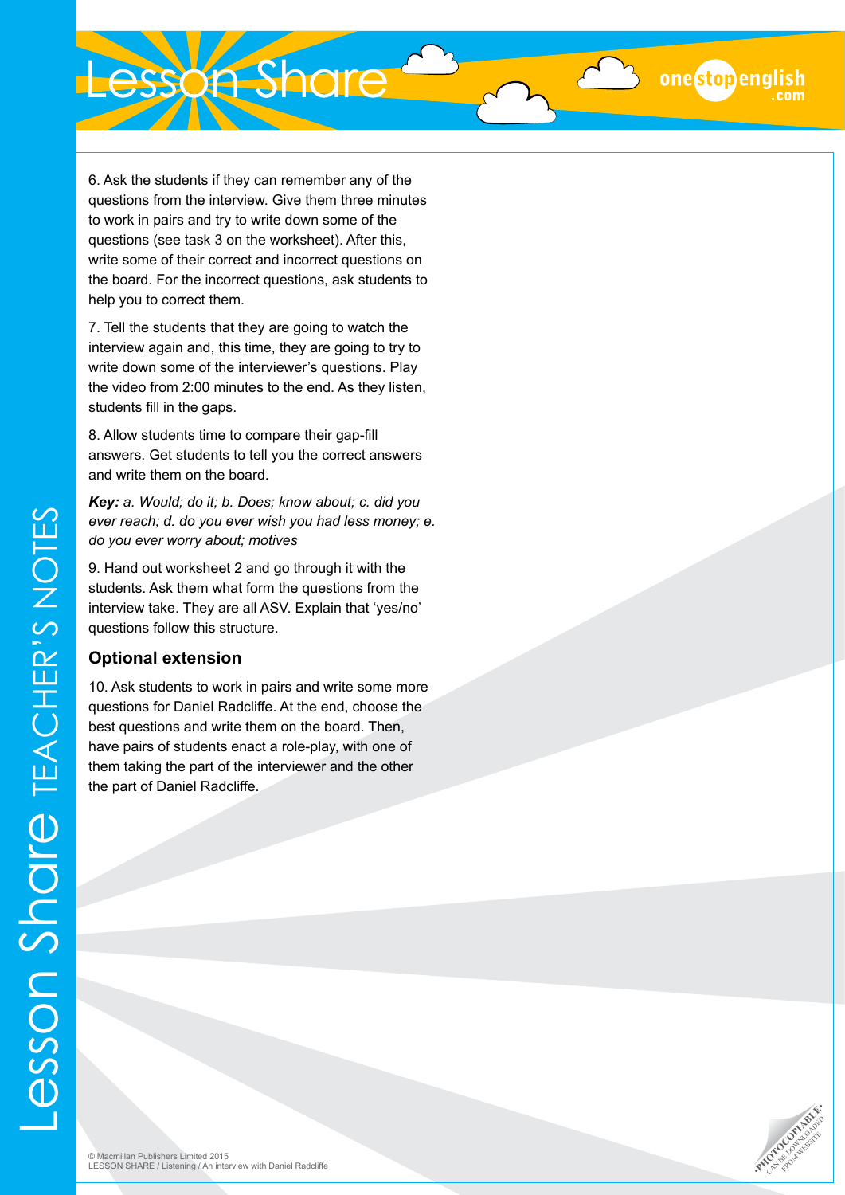6. Ask the students if they can remember any of the questions from the interview. Give them three minutes to work in pairs and try to write down some of the questions (see task 3 on the worksheet). After this, write some of their correct and incorrect questions on the board. For the incorrect questions, ask students to help you to correct them.

7. Tell the students that they are going to watch the interview again and, this time, they are going to try to write down some of the interviewer's questions. Play the video from 2:00 minutes to the end. As they listen, students fill in the gaps.

8. Allow students time to compare their gap-fill answers. Get students to tell you the correct answers and write them on the board.

***Key:*** *a. Would; do it; b. Does; know about; c. did you ever reach; d. do you ever wish you had less money; e. do you ever worry about; motives*

9. Hand out worksheet 2 and go through it with the students. Ask them what form the questions from the interview take. They are all ASV. Explain that 'yes/no' questions follow this structure.

## Optional extension

10. Ask students to work in pairs and write some more questions for Daniel Radcliffe. At the end, choose the best questions and write them on the board. Then, have pairs of students enact a role-play, with one of them taking the part of the interviewer and the other the part of Daniel Radcliffe.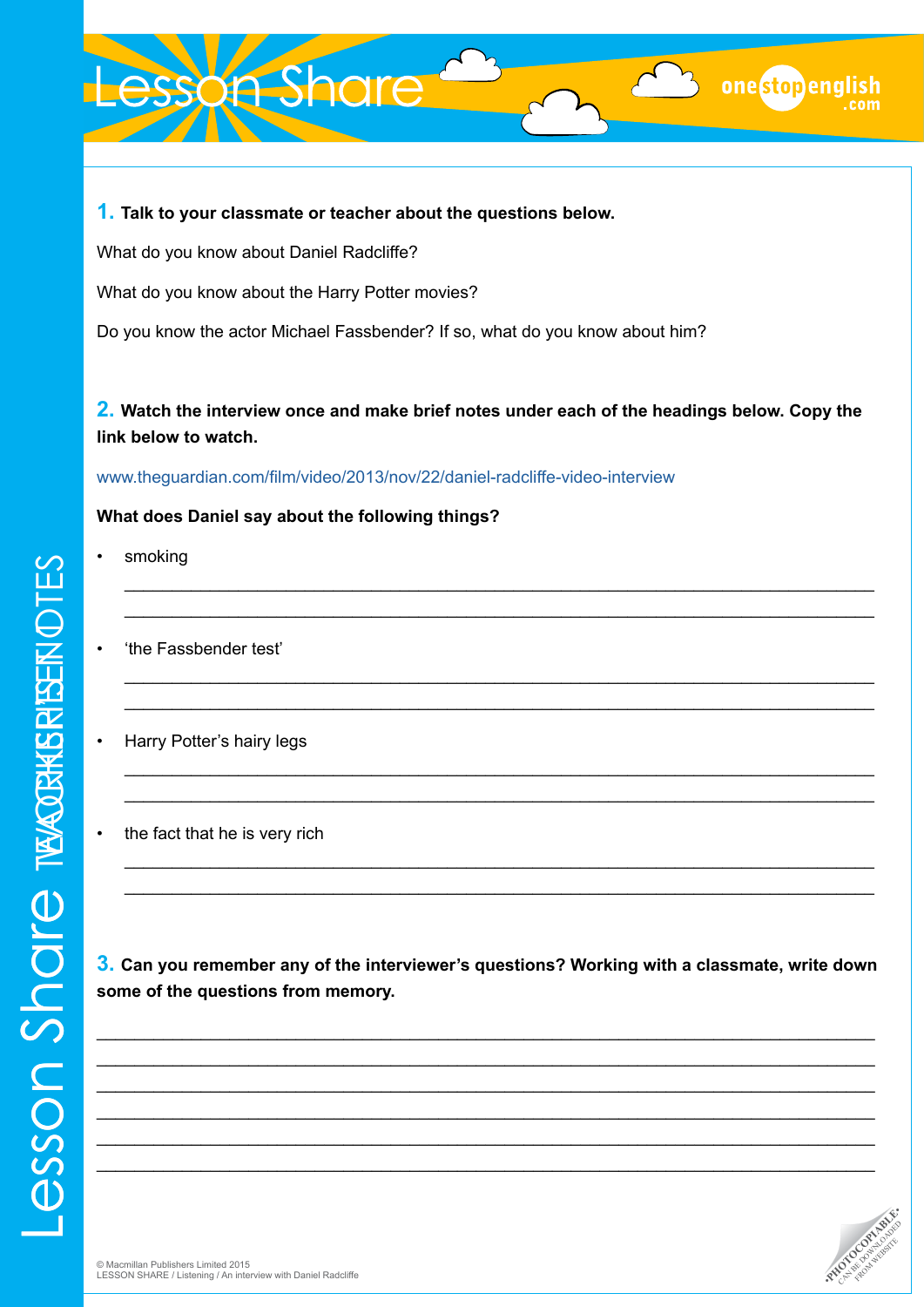**1.** **Talk to your classmate or teacher about the questions below.**

What do you know about Daniel Radcliffe?

What do you know about the Harry Potter movies?

Do you know the actor Michael Fassbender? If so, what do you know about him?

**2.** **Watch the interview once and make brief notes under each of the headings below. Copy the link below to watch.**

www.theguardian.com/film/video/2013/nov/22/daniel-radcliffe-video-interview

**What does Daniel say about the following things?**

- smoking

  ________________________________________________________________________

  ________________________________________________________________________

- 'the Fassbender test'

  ________________________________________________________________________

  ________________________________________________________________________

- Harry Potter's hairy legs

  ________________________________________________________________________

  ________________________________________________________________________

- the fact that he is very rich

  ________________________________________________________________________

  ________________________________________________________________________

**3.** **Can you remember any of the interviewer's questions? Working with a classmate, write down some of the questions from memory.**

________________________________________________________________________

________________________________________________________________________

________________________________________________________________________

________________________________________________________________________

________________________________________________________________________

________________________________________________________________________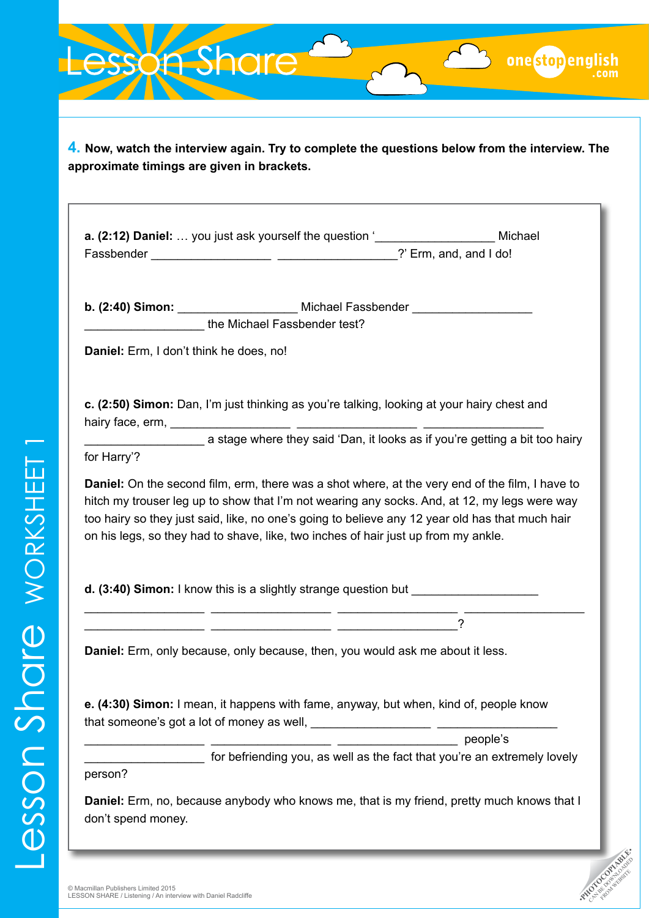**4.** **Now, watch the interview again. Try to complete the questions below from the interview. The approximate timings are given in brackets.**

**a. (2:12) Daniel:** … you just ask yourself the question '__________________ Michael Fassbender __________________ __________________?' Erm, and, and I do!

**b. (2:40) Simon:** __________________ Michael Fassbender __________________ __________________ the Michael Fassbender test?

**Daniel:** Erm, I don't think he does, no!

**c. (2:50) Simon:** Dan, I'm just thinking as you're talking, looking at your hairy chest and hairy face, erm, __________________ __________________ __________________ __________________ a stage where they said 'Dan, it looks as if you're getting a bit too hairy for Harry'?

**Daniel:** On the second film, erm, there was a shot where, at the very end of the film, I have to hitch my trouser leg up to show that I'm not wearing any socks. And, at 12, my legs were way too hairy so they just said, like, no one's going to believe any 12 year old has that much hair on his legs, so they had to shave, like, two inches of hair just up from my ankle.

**d. (3:40) Simon:** I know this is a slightly strange question but __________________ __________________ __________________ __________________ __________________ __________________ __________________ __________________?

**Daniel:** Erm, only because, only because, then, you would ask me about it less.

**e. (4:30) Simon:** I mean, it happens with fame, anyway, but when, kind of, people know that someone's got a lot of money as well, __________________ __________________ __________________ __________________ __________________ people's __________________ for befriending you, as well as the fact that you're an extremely lovely person?

**Daniel:** Erm, no, because anybody who knows me, that is my friend, pretty much knows that I don't spend money.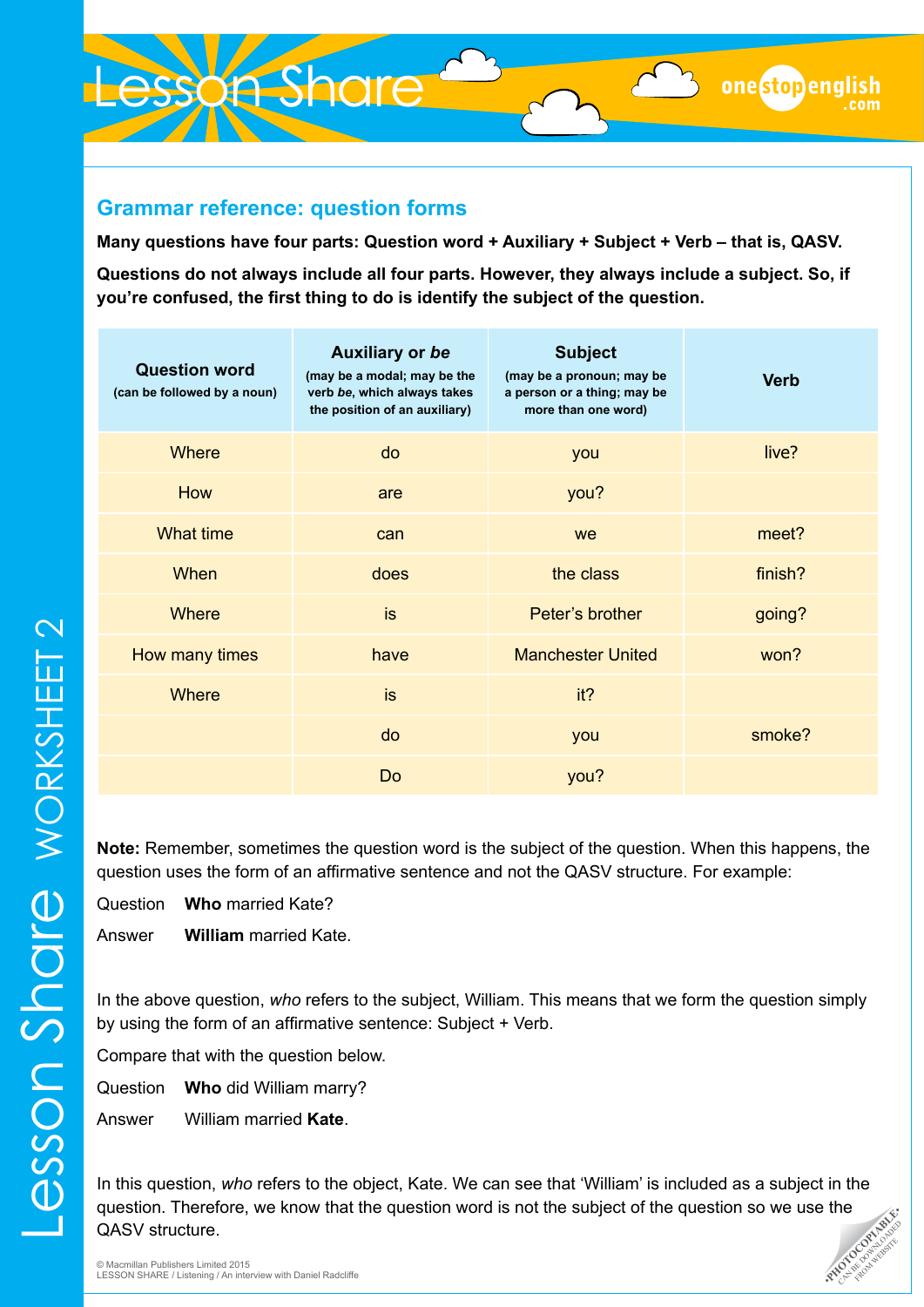## Grammar reference: question forms

**Many questions have four parts: Question word + Auxiliary + Subject + Verb – that is, QASV.**

**Questions do not always include all four parts. However, they always include a subject. So, if you're confused, the first thing to do is identify the subject of the question.**

| Question word (can be followed by a noun) | Auxiliary or *be* (may be a modal; may be the verb *be*, which always takes the position of an auxiliary) | Subject (may be a pronoun; may be a person or a thing; may be more than one word) | Verb |
|---|---|---|---|
| Where | do | you | live? |
| How | are | you? | |
| What time | can | we | meet? |
| When | does | the class | finish? |
| Where | is | Peter's brother | going? |
| How many times | have | Manchester United | won? |
| Where | is | it? | |
| | do | you | smoke? |
| | Do | you? | |

**Note:** Remember, sometimes the question word is the subject of the question. When this happens, the question uses the form of an affirmative sentence and not the QASV structure. For example:

Question **Who** married Kate?

Answer **William** married Kate.

In the above question, *who* refers to the subject, William. This means that we form the question simply by using the form of an affirmative sentence: Subject + Verb.

Compare that with the question below.

Question **Who** did William marry?

Answer William married **Kate**.

In this question, *who* refers to the object, Kate. We can see that 'William' is included as a subject in the question. Therefore, we know that the question word is not the subject of the question so we use the QASV structure.

© Macmillan Publishers Limited 2015
LESSON SHARE / Listening / An interview with Daniel Radcliffe